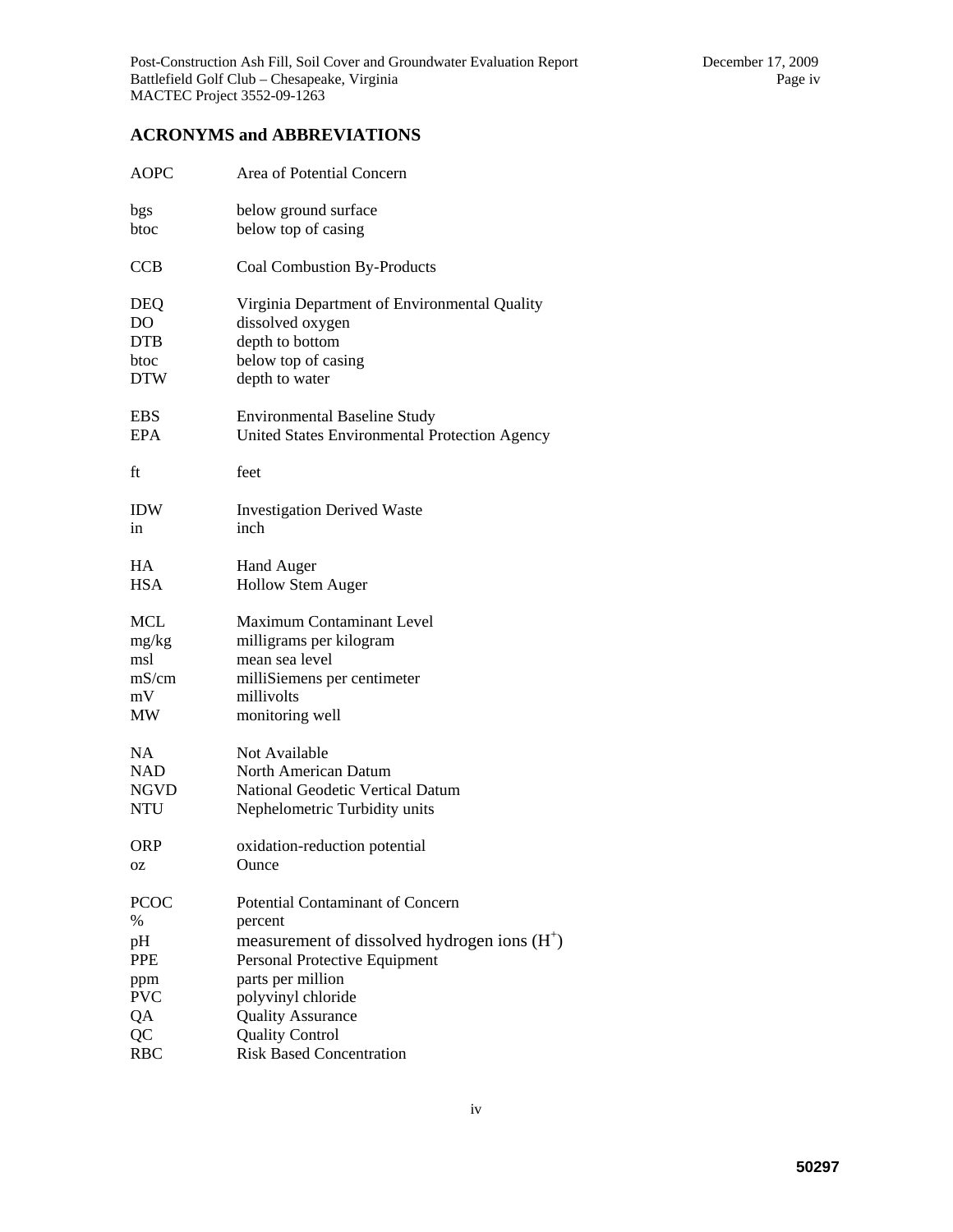## ACRONYMS and ABBREVIATIONS

| | |
|---|---|
| AOPC | Area of Potential Concern |
| bgs | below ground surface |
| btoc | below top of casing |
| CCB | Coal Combustion By-Products |
| DEQ | Virginia Department of Environmental Quality |
| DO | dissolved oxygen |
| DTB | depth to bottom |
| btoc | below top of casing |
| DTW | depth to water |
| EBS | Environmental Baseline Study |
| EPA | United States Environmental Protection Agency |
| ft | feet |
| IDW | Investigation Derived Waste |
| in | inch |
| HA | Hand Auger |
| HSA | Hollow Stem Auger |
| MCL | Maximum Contaminant Level |
| mg/kg | milligrams per kilogram |
| msl | mean sea level |
| mS/cm | milliSiemens per centimeter |
| mV | millivolts |
| MW | monitoring well |
| NA | Not Available |
| NAD | North American Datum |
| NGVD | National Geodetic Vertical Datum |
| NTU | Nephelometric Turbidity units |
| ORP | oxidation-reduction potential |
| oz | Ounce |
| PCOC | Potential Contaminant of Concern |
| % | percent |
| pH | measurement of dissolved hydrogen ions ($H^+$) |
| PPE | Personal Protective Equipment |
| ppm | parts per million |
| PVC | polyvinyl chloride |
| QA | Quality Assurance |
| QC | Quality Control |
| RBC | Risk Based Concentration |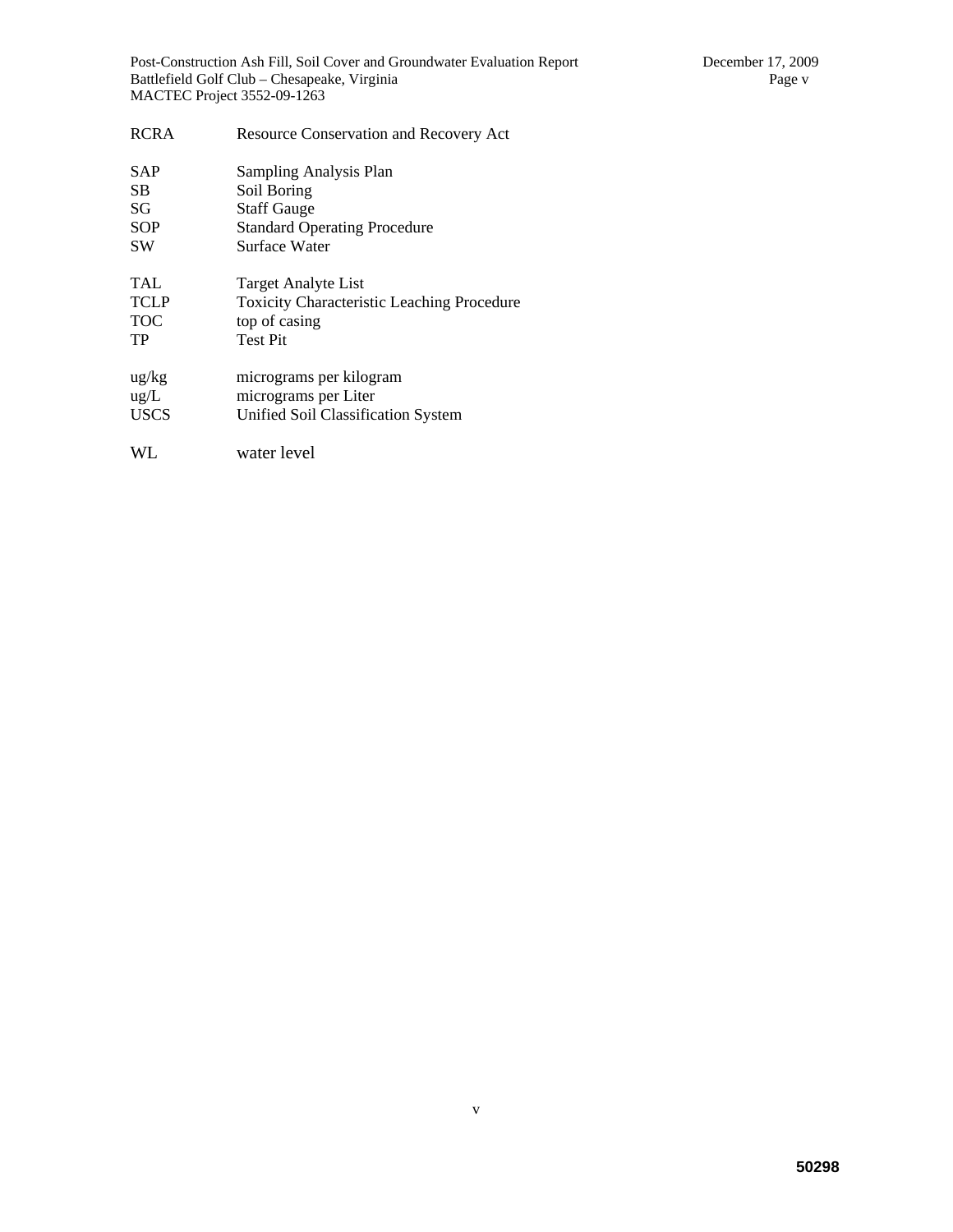| | |
|---|---|
| RCRA | Resource Conservation and Recovery Act |
| SAP | Sampling Analysis Plan |
| SB | Soil Boring |
| SG | Staff Gauge |
| SOP | Standard Operating Procedure |
| SW | Surface Water |
| TAL | Target Analyte List |
| TCLP | Toxicity Characteristic Leaching Procedure |
| TOC | top of casing |
| TP | Test Pit |
| ug/kg | micrograms per kilogram |
| ug/L | micrograms per Liter |
| USCS | Unified Soil Classification System |
| WL | water level |

50298